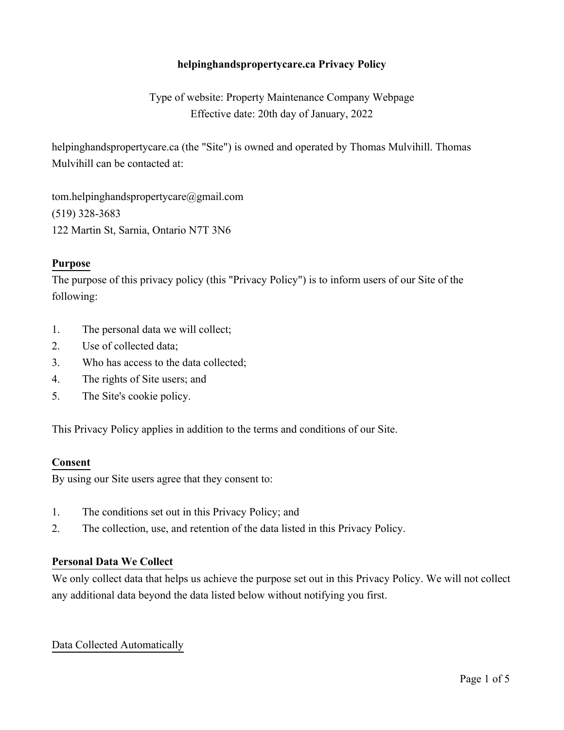# helpinghandspropertycare.ca Privacy Policy

Type of website: Property Maintenance Company Webpage
Effective date: 20th day of January, 2022

helpinghandspropertycare.ca (the "Site") is owned and operated by Thomas Mulvihill. Thomas Mulvihill can be contacted at:

tom.helpinghandspropertycare@gmail.com
(519) 328-3683
122 Martin St, Sarnia, Ontario N7T 3N6

## Purpose

The purpose of this privacy policy (this "Privacy Policy") is to inform users of our Site of the following:

1. The personal data we will collect;
2. Use of collected data;
3. Who has access to the data collected;
4. The rights of Site users; and
5. The Site's cookie policy.

This Privacy Policy applies in addition to the terms and conditions of our Site.

## Consent

By using our Site users agree that they consent to:

1. The conditions set out in this Privacy Policy; and
2. The collection, use, and retention of the data listed in this Privacy Policy.

## Personal Data We Collect

We only collect data that helps us achieve the purpose set out in this Privacy Policy. We will not collect any additional data beyond the data listed below without notifying you first.

### Data Collected Automatically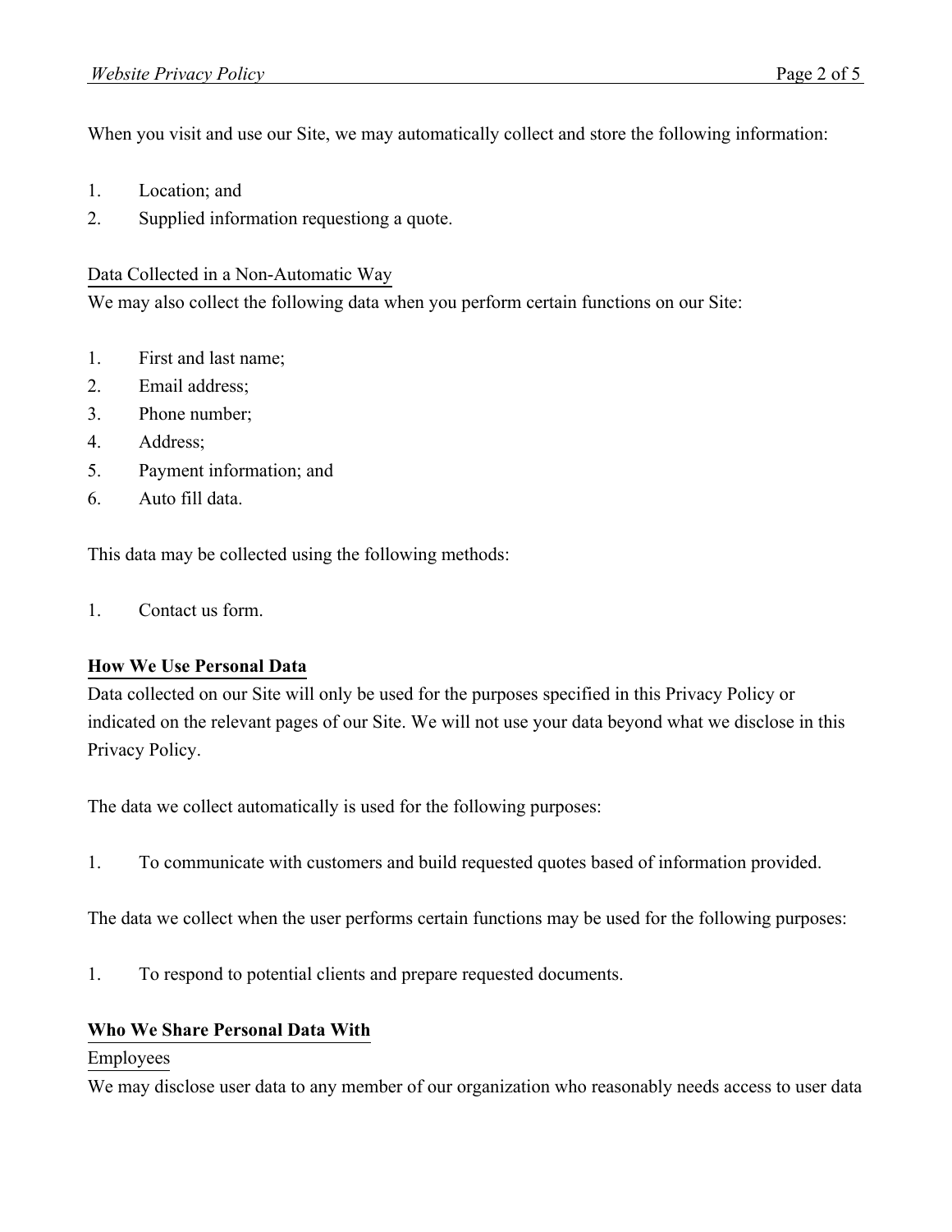When you visit and use our Site, we may automatically collect and store the following information:

1. Location; and
2. Supplied information requestiong a quote.

Data Collected in a Non-Automatic Way

We may also collect the following data when you perform certain functions on our Site:

1. First and last name;
2. Email address;
3. Phone number;
4. Address;
5. Payment information; and
6. Auto fill data.

This data may be collected using the following methods:

1. Contact us form.

**How We Use Personal Data**

Data collected on our Site will only be used for the purposes specified in this Privacy Policy or indicated on the relevant pages of our Site. We will not use your data beyond what we disclose in this Privacy Policy.

The data we collect automatically is used for the following purposes:

1. To communicate with customers and build requested quotes based of information provided.

The data we collect when the user performs certain functions may be used for the following purposes:

1. To respond to potential clients and prepare requested documents.

**Who We Share Personal Data With**

Employees

We may disclose user data to any member of our organization who reasonably needs access to user data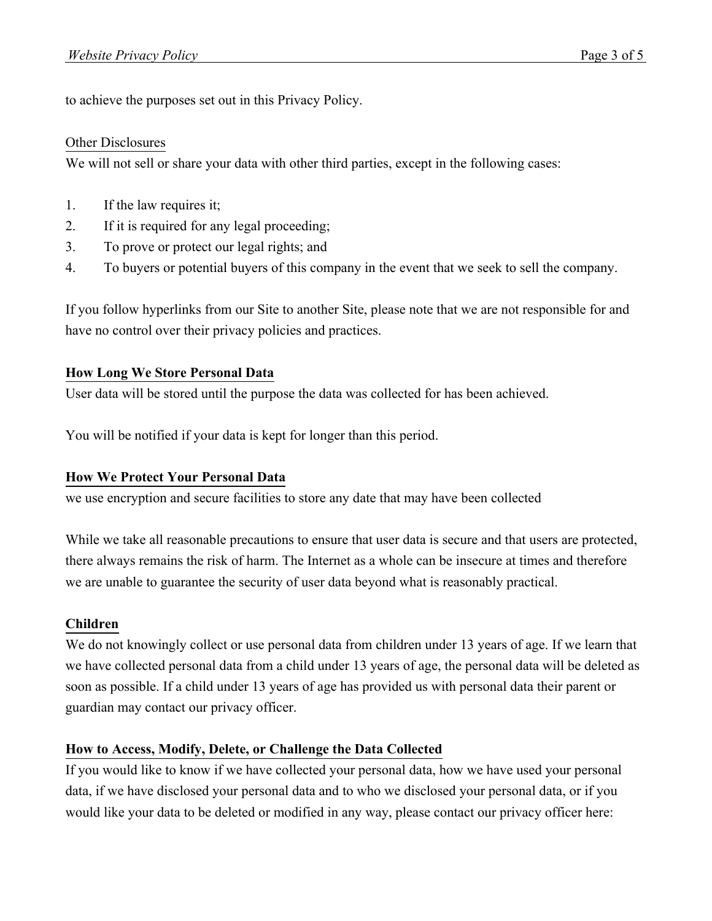to achieve the purposes set out in this Privacy Policy.

Other Disclosures

We will not sell or share your data with other third parties, except in the following cases:

1. If the law requires it;
2. If it is required for any legal proceeding;
3. To prove or protect our legal rights; and
4. To buyers or potential buyers of this company in the event that we seek to sell the company.

If you follow hyperlinks from our Site to another Site, please note that we are not responsible for and have no control over their privacy policies and practices.

## How Long We Store Personal Data

User data will be stored until the purpose the data was collected for has been achieved.

You will be notified if your data is kept for longer than this period.

## How We Protect Your Personal Data

we use encryption and secure facilities to store any date that may have been collected

While we take all reasonable precautions to ensure that user data is secure and that users are protected, there always remains the risk of harm. The Internet as a whole can be insecure at times and therefore we are unable to guarantee the security of user data beyond what is reasonably practical.

## Children

We do not knowingly collect or use personal data from children under 13 years of age. If we learn that we have collected personal data from a child under 13 years of age, the personal data will be deleted as soon as possible. If a child under 13 years of age has provided us with personal data their parent or guardian may contact our privacy officer.

## How to Access, Modify, Delete, or Challenge the Data Collected

If you would like to know if we have collected your personal data, how we have used your personal data, if we have disclosed your personal data and to who we disclosed your personal data, or if you would like your data to be deleted or modified in any way, please contact our privacy officer here: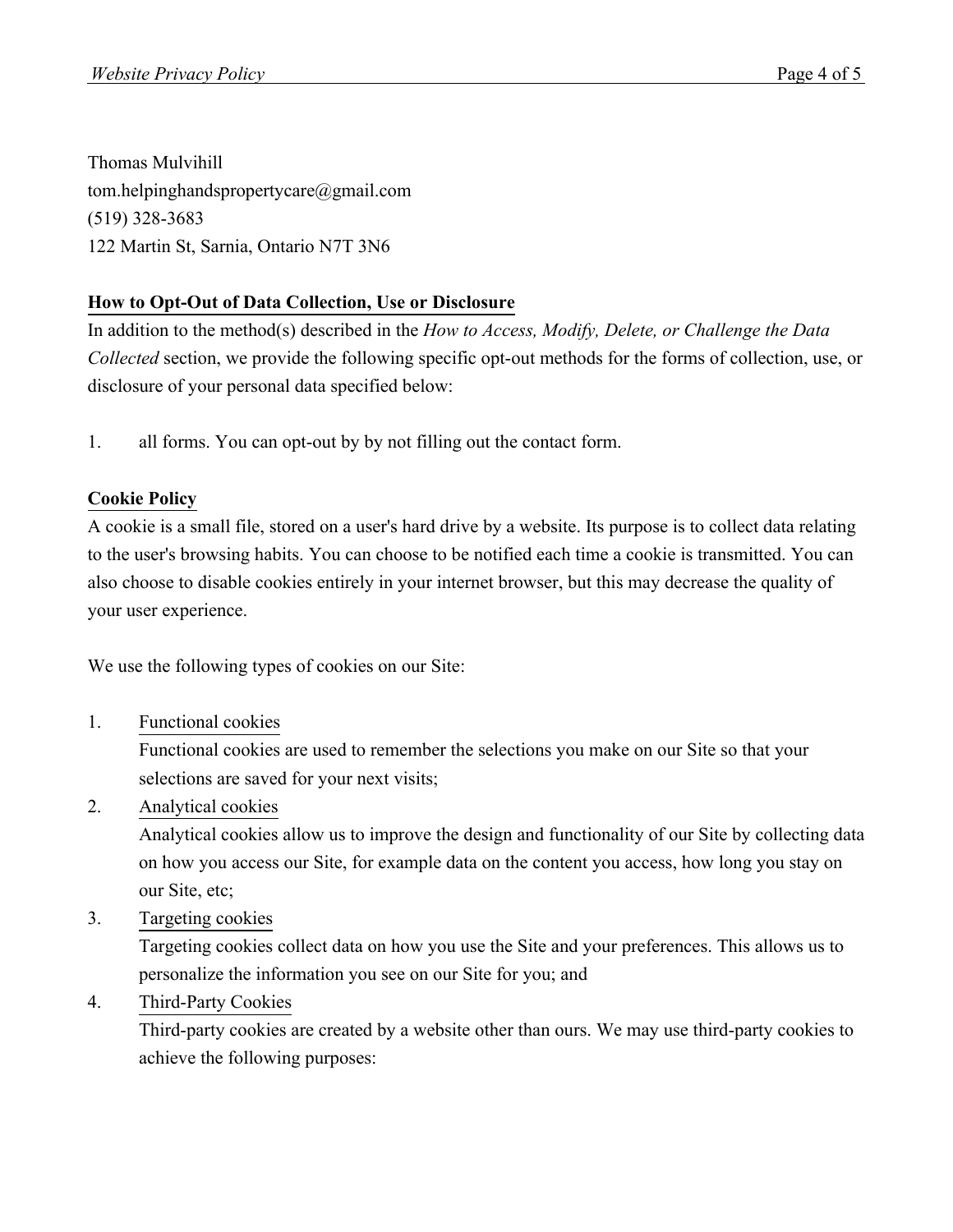Thomas Mulvihill
tom.helpinghandspropertycare@gmail.com
(519) 328-3683
122 Martin St, Sarnia, Ontario N7T 3N6

## How to Opt-Out of Data Collection, Use or Disclosure

In addition to the method(s) described in the *How to Access, Modify, Delete, or Challenge the Data Collected* section, we provide the following specific opt-out methods for the forms of collection, use, or disclosure of your personal data specified below:

1. all forms. You can opt-out by by not filling out the contact form.

## Cookie Policy

A cookie is a small file, stored on a user's hard drive by a website. Its purpose is to collect data relating to the user's browsing habits. You can choose to be notified each time a cookie is transmitted. You can also choose to disable cookies entirely in your internet browser, but this may decrease the quality of your user experience.

We use the following types of cookies on our Site:

1. Functional cookies
   Functional cookies are used to remember the selections you make on our Site so that your selections are saved for your next visits;
2. Analytical cookies
   Analytical cookies allow us to improve the design and functionality of our Site by collecting data on how you access our Site, for example data on the content you access, how long you stay on our Site, etc;
3. Targeting cookies
   Targeting cookies collect data on how you use the Site and your preferences. This allows us to personalize the information you see on our Site for you; and
4. Third-Party Cookies
   Third-party cookies are created by a website other than ours. We may use third-party cookies to achieve the following purposes: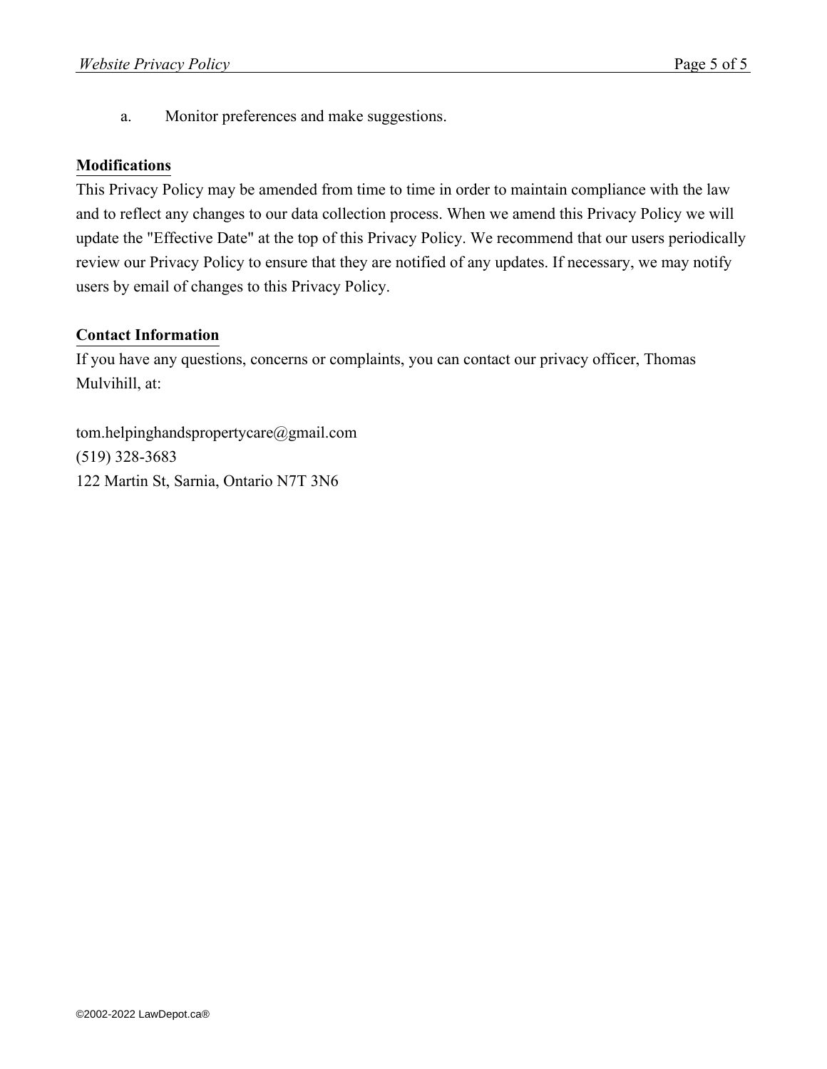a. Monitor preferences and make suggestions.

**Modifications**

This Privacy Policy may be amended from time to time in order to maintain compliance with the law and to reflect any changes to our data collection process. When we amend this Privacy Policy we will update the "Effective Date" at the top of this Privacy Policy. We recommend that our users periodically review our Privacy Policy to ensure that they are notified of any updates. If necessary, we may notify users by email of changes to this Privacy Policy.

**Contact Information**

If you have any questions, concerns or complaints, you can contact our privacy officer, Thomas Mulvihill, at:

tom.helpinghandspropertycare@gmail.com
(519) 328-3683
122 Martin St, Sarnia, Ontario N7T 3N6